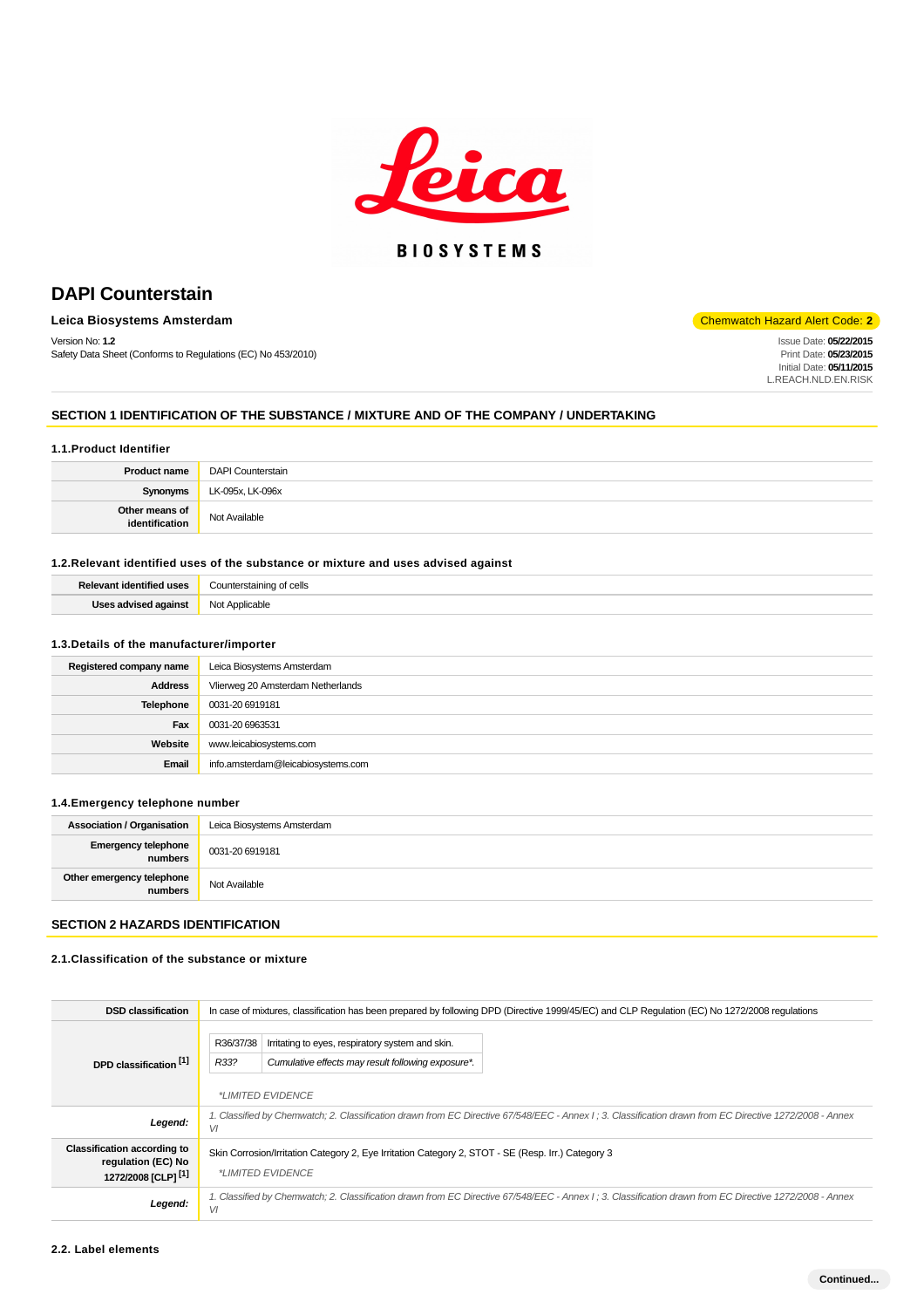# DAPI Counterstain

**Leica Biosystems Amsterdam**

Chemwatch Hazard Alert Code: **2**

Version No: **1.2**
Safety Data Sheet (Conforms to Regulations (EC) No 453/2010)

Issue Date: **05/22/2015**
Print Date: **05/23/2015**
Initial Date: **05/11/2015**
L.REACH.NLD.EN.RISK

## SECTION 1 IDENTIFICATION OF THE SUBSTANCE / MIXTURE AND OF THE COMPANY / UNDERTAKING

### 1.1.Product Identifier

| | |
|---|---|
| **Product name** | DAPI Counterstain |
| **Synonyms** | LK-095x, LK-096x |
| **Other means of identification** | Not Available |

### 1.2.Relevant identified uses of the substance or mixture and uses advised against

| | |
|---|---|
| **Relevant identified uses** | Counterstaining of cells |
| **Uses advised against** | Not Applicable |

### 1.3.Details of the manufacturer/importer

| | |
|---|---|
| **Registered company name** | Leica Biosystems Amsterdam |
| **Address** | Vlierweg 20 Amsterdam Netherlands |
| **Telephone** | 0031-20 6919181 |
| **Fax** | 0031-20 6963531 |
| **Website** | www.leicabiosystems.com |
| **Email** | info.amsterdam@leicabiosystems.com |

### 1.4.Emergency telephone number

| | |
|---|---|
| **Association / Organisation** | Leica Biosystems Amsterdam |
| **Emergency telephone numbers** | 0031-20 6919181 |
| **Other emergency telephone numbers** | Not Available |

## SECTION 2 HAZARDS IDENTIFICATION

### 2.1.Classification of the substance or mixture

| | |
|---|---|
| **DSD classification** | In case of mixtures, classification has been prepared by following DPD (Directive 1999/45/EC) and CLP Regulation (EC) No 1272/2008 regulations |
| **DPD classification [1]** | R36/37/38 — Irritating to eyes, respiratory system and skin.<br>*R33?* — *Cumulative effects may result following exposure\*.*<br><br>*\*LIMITED EVIDENCE* |
| ***Legend:*** | *1. Classified by Chemwatch; 2. Classification drawn from EC Directive 67/548/EEC - Annex I ; 3. Classification drawn from EC Directive 1272/2008 - Annex VI* |
| **Classification according to regulation (EC) No 1272/2008 [CLP] [1]** | Skin Corrosion/Irritation Category 2, Eye Irritation Category 2, STOT - SE (Resp. Irr.) Category 3<br><br>*\*LIMITED EVIDENCE* |
| ***Legend:*** | *1. Classified by Chemwatch; 2. Classification drawn from EC Directive 67/548/EEC - Annex I ; 3. Classification drawn from EC Directive 1272/2008 - Annex VI* |

### 2.2. Label elements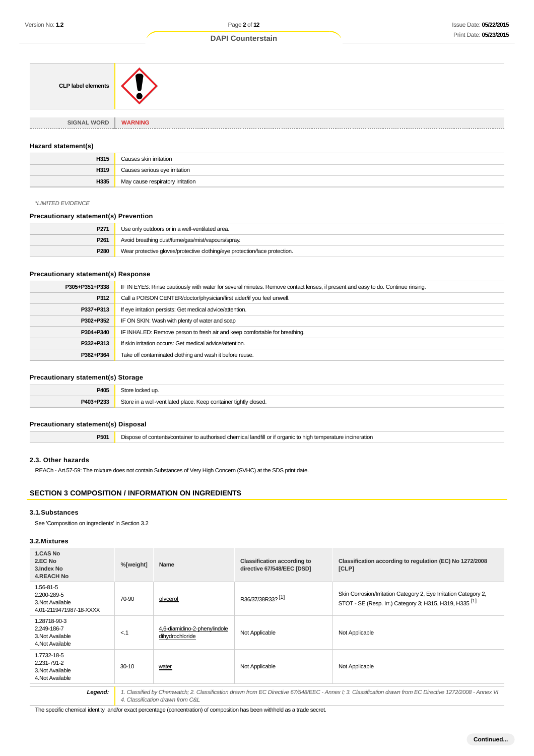| CLP label elements | |
|---|---|

| SIGNAL WORD | WARNING |
|---|---|

### Hazard statement(s)

| | |
|---|---|
| H315 | Causes skin irritation |
| H319 | Causes serious eye irritation |
| H335 | May cause respiratory irritation |

*LIMITED EVIDENCE

### Precautionary statement(s) Prevention

| | |
|---|---|
| P271 | Use only outdoors or in a well-ventilated area. |
| P261 | Avoid breathing dust/fume/gas/mist/vapours/spray. |
| P280 | Wear protective gloves/protective clothing/eye protection/face protection. |

### Precautionary statement(s) Response

| | |
|---|---|
| P305+P351+P338 | IF IN EYES: Rinse cautiously with water for several minutes. Remove contact lenses, if present and easy to do. Continue rinsing. |
| P312 | Call a POISON CENTER/doctor/physician/first aider/if you feel unwell. |
| P337+P313 | If eye irritation persists: Get medical advice/attention. |
| P302+P352 | IF ON SKIN: Wash with plenty of water and soap |
| P304+P340 | IF INHALED: Remove person to fresh air and keep comfortable for breathing. |
| P332+P313 | If skin irritation occurs: Get medical advice/attention. |
| P362+P364 | Take off contaminated clothing and wash it before reuse. |

### Precautionary statement(s) Storage

| | |
|---|---|
| P405 | Store locked up. |
| P403+P233 | Store in a well-ventilated place. Keep container tightly closed. |

### Precautionary statement(s) Disposal

| | |
|---|---|
| P501 | Dispose of contents/container to authorised chemical landfill or if organic to high temperature incineration |

### 2.3. Other hazards

REACh - Art.57-59: The mixture does not contain Substances of Very High Concern (SVHC) at the SDS print date.

## SECTION 3 COMPOSITION / INFORMATION ON INGREDIENTS

### 3.1.Substances

See 'Composition on ingredients' in Section 3.2

### 3.2.Mixtures

| 1.CAS No<br>2.EC No<br>3.Index No<br>4.REACH No | %[weight] | Name | Classification according to directive 67/548/EEC [DSD] | Classification according to regulation (EC) No 1272/2008 [CLP] |
|---|---|---|---|---|
| 1.56-81-5<br>2.200-289-5<br>3.Not Available<br>4.01-2119471987-18-XXXX | 70-90 | glycerol | R36/37/38R33? [1] | Skin Corrosion/Irritation Category 2, Eye Irritation Category 2, STOT - SE (Resp. Irr.) Category 3; H315, H319, H335 [1] |
| 1.28718-90-3<br>2.249-186-7<br>3.Not Available<br>4.Not Available | <.1 | 4,6-diamidino-2-phenylindole dihydrochloride | Not Applicable | Not Applicable |
| 1.7732-18-5<br>2.231-791-2<br>3.Not Available<br>4.Not Available | 30-10 | water | Not Applicable | Not Applicable |
| ***Legend:*** | *1. Classified by Chemwatch; 2. Classification drawn from EC Directive 67/548/EEC - Annex I; 3. Classification drawn from EC Directive 1272/2008 - Annex VI 4. Classification drawn from C&L* | | | |

The specific chemical identity and/or exact percentage (concentration) of composition has been withheld as a trade secret.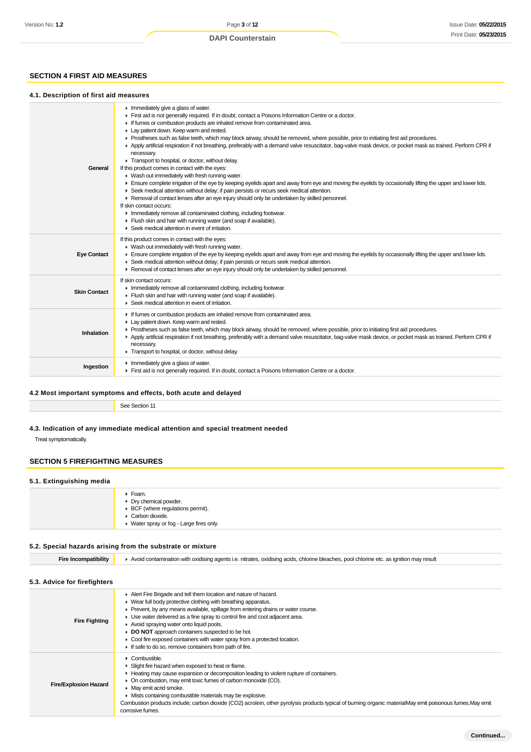## SECTION 4 FIRST AID MEASURES

### 4.1. Description of first aid measures

| | |
|---|---|
| **General** | ▸ Immediately give a glass of water.<br>▸ First aid is not generally required. If in doubt, contact a Poisons Information Centre or a doctor.<br>▸ If fumes or combustion products are inhaled remove from contaminated area.<br>▸ Lay patient down. Keep warm and rested.<br>▸ Prostheses such as false teeth, which may block airway, should be removed, where possible, prior to initiating first aid procedures.<br>▸ Apply artificial respiration if not breathing, preferably with a demand valve resuscitator, bag-valve mask device, or pocket mask as trained. Perform CPR if necessary.<br>▸ Transport to hospital, or doctor, without delay.<br>If this product comes in contact with the eyes:<br>▸ Wash out immediately with fresh running water.<br>▸ Ensure complete irrigation of the eye by keeping eyelids apart and away from eye and moving the eyelids by occasionally lifting the upper and lower lids.<br>▸ Seek medical attention without delay; if pain persists or recurs seek medical attention.<br>▸ Removal of contact lenses after an eye injury should only be undertaken by skilled personnel.<br>If skin contact occurs:<br>▸ Immediately remove all contaminated clothing, including footwear.<br>▸ Flush skin and hair with running water (and soap if available).<br>▸ Seek medical attention in event of irritation. |
| **Eye Contact** | If this product comes in contact with the eyes:<br>▸ Wash out immediately with fresh running water.<br>▸ Ensure complete irrigation of the eye by keeping eyelids apart and away from eye and moving the eyelids by occasionally lifting the upper and lower lids.<br>▸ Seek medical attention without delay; if pain persists or recurs seek medical attention.<br>▸ Removal of contact lenses after an eye injury should only be undertaken by skilled personnel. |
| **Skin Contact** | If skin contact occurs:<br>▸ Immediately remove all contaminated clothing, including footwear.<br>▸ Flush skin and hair with running water (and soap if available).<br>▸ Seek medical attention in event of irritation. |
| **Inhalation** | ▸ If fumes or combustion products are inhaled remove from contaminated area.<br>▸ Lay patient down. Keep warm and rested.<br>▸ Prostheses such as false teeth, which may block airway, should be removed, where possible, prior to initiating first aid procedures.<br>▸ Apply artificial respiration if not breathing, preferably with a demand valve resuscitator, bag-valve mask device, or pocket mask as trained. Perform CPR if necessary.<br>▸ Transport to hospital, or doctor, without delay. |
| **Ingestion** | ▸ Immediately give a glass of water.<br>▸ First aid is not generally required. If in doubt, contact a Poisons Information Centre or a doctor. |

### 4.2 Most important symptoms and effects, both acute and delayed

| | |
|---|---|
| | See Section 11 |

### 4.3. Indication of any immediate medical attention and special treatment needed

Treat symptomatically.

## SECTION 5 FIREFIGHTING MEASURES

### 5.1. Extinguishing media

| | |
|---|---|
| | ▸ Foam.<br>▸ Dry chemical powder.<br>▸ BCF (where regulations permit).<br>▸ Carbon dioxide.<br>▸ Water spray or fog - Large fires only. |

### 5.2. Special hazards arising from the substrate or mixture

| | |
|---|---|
| **Fire Incompatibility** | ▸ Avoid contamination with oxidising agents i.e. nitrates, oxidising acids, chlorine bleaches, pool chlorine etc. as ignition may result |

### 5.3. Advice for firefighters

| | |
|---|---|
| **Fire Fighting** | ▸ Alert Fire Brigade and tell them location and nature of hazard.<br>▸ Wear full body protective clothing with breathing apparatus.<br>▸ Prevent, by any means available, spillage from entering drains or water course.<br>▸ Use water delivered as a fine spray to control fire and cool adjacent area.<br>▸ Avoid spraying water onto liquid pools.<br>▸ **DO NOT** approach containers suspected to be hot.<br>▸ Cool fire exposed containers with water spray from a protected location.<br>▸ If safe to do so, remove containers from path of fire. |
| **Fire/Explosion Hazard** | ▸ Combustible.<br>▸ Slight fire hazard when exposed to heat or flame.<br>▸ Heating may cause expansion or decomposition leading to violent rupture of containers.<br>▸ On combustion, may emit toxic fumes of carbon monoxide (CO).<br>▸ May emit acrid smoke.<br>▸ Mists containing combustible materials may be explosive.<br>Combustion products include; carbon dioxide ($CO_2$) acrolein, other pyrolysis products typical of burning organic materialMay emit poisonous fumes.May emit corrosive fumes. |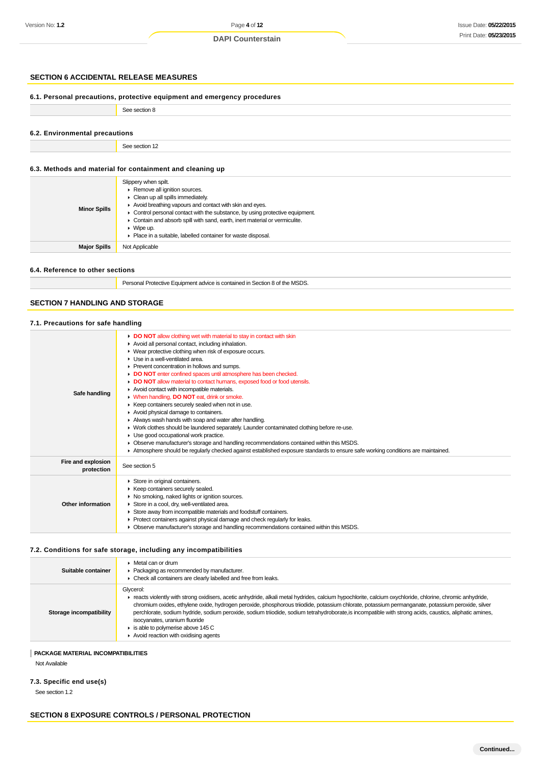## SECTION 6 ACCIDENTAL RELEASE MEASURES

### 6.1. Personal precautions, protective equipment and emergency procedures

| | |
|---|---|
| | See section 8 |

### 6.2. Environmental precautions

| | |
|---|---|
| | See section 12 |

### 6.3. Methods and material for containment and cleaning up

| | |
|---|---|
| **Minor Spills** | Slippery when spilt.<br>▸ Remove all ignition sources.<br>▸ Clean up all spills immediately.<br>▸ Avoid breathing vapours and contact with skin and eyes.<br>▸ Control personal contact with the substance, by using protective equipment.<br>▸ Contain and absorb spill with sand, earth, inert material or vermiculite.<br>▸ Wipe up.<br>▸ Place in a suitable, labelled container for waste disposal. |
| **Major Spills** | Not Applicable |

### 6.4. Reference to other sections

| | |
|---|---|
| | Personal Protective Equipment advice is contained in Section 8 of the MSDS. |

## SECTION 7 HANDLING AND STORAGE

### 7.1. Precautions for safe handling

| | |
|---|---|
| **Safe handling** | ▸ **DO NOT** allow clothing wet with material to stay in contact with skin<br>▸ Avoid all personal contact, including inhalation.<br>▸ Wear protective clothing when risk of exposure occurs.<br>▸ Use in a well-ventilated area.<br>▸ Prevent concentration in hollows and sumps.<br>▸ **DO NOT** enter confined spaces until atmosphere has been checked.<br>▸ **DO NOT** allow material to contact humans, exposed food or food utensils.<br>▸ Avoid contact with incompatible materials.<br>▸ When handling, **DO NOT** eat, drink or smoke.<br>▸ Keep containers securely sealed when not in use.<br>▸ Avoid physical damage to containers.<br>▸ Always wash hands with soap and water after handling.<br>▸ Work clothes should be laundered separately. Launder contaminated clothing before re-use.<br>▸ Use good occupational work practice.<br>▸ Observe manufacturer's storage and handling recommendations contained within this MSDS.<br>▸ Atmosphere should be regularly checked against established exposure standards to ensure safe working conditions are maintained. |
| **Fire and explosion protection** | See section 5 |
| **Other information** | ▸ Store in original containers.<br>▸ Keep containers securely sealed.<br>▸ No smoking, naked lights or ignition sources.<br>▸ Store in a cool, dry, well-ventilated area.<br>▸ Store away from incompatible materials and foodstuff containers.<br>▸ Protect containers against physical damage and check regularly for leaks.<br>▸ Observe manufacturer's storage and handling recommendations contained within this MSDS. |

### 7.2. Conditions for safe storage, including any incompatibilities

| | |
|---|---|
| **Suitable container** | ▸ Metal can or drum<br>▸ Packaging as recommended by manufacturer.<br>▸ Check all containers are clearly labelled and free from leaks. |
| **Storage incompatibility** | Glycerol:<br>▸ reacts violently with strong oxidisers, acetic anhydride, alkali metal hydrides, calcium hypochlorite, calcium oxychloride, chlorine, chromic anhydride, chromium oxides, ethylene oxide, hydrogen peroxide, phosphorous triiodide, potassium chlorate, potassium permanganate, potassium peroxide, silver perchlorate, sodium hydride, sodium peroxide, sodium triiodide, sodium tetrahydroborate,is incompatible with strong acids, caustics, aliphatic amines, isocyanates, uranium fluoride<br>▸ is able to polymerise above 145 C<br>▸ Avoid reaction with oxidising agents |

**PACKAGE MATERIAL INCOMPATIBILITIES**

Not Available

### 7.3. Specific end use(s)

See section 1.2

## SECTION 8 EXPOSURE CONTROLS / PERSONAL PROTECTION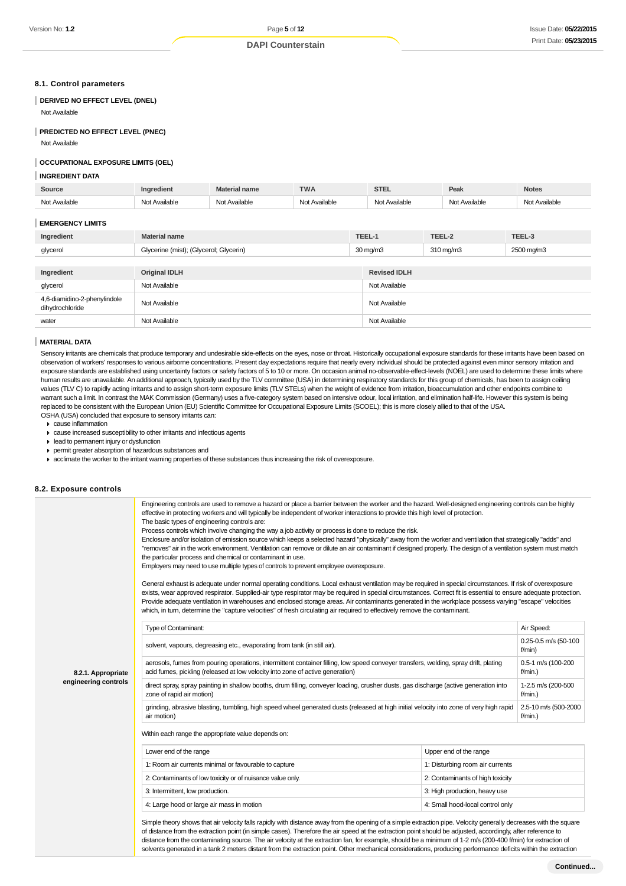## 8.1. Control parameters

### DERIVED NO EFFECT LEVEL (DNEL)

Not Available

### PREDICTED NO EFFECT LEVEL (PNEC)

Not Available

### OCCUPATIONAL EXPOSURE LIMITS (OEL)

### INGREDIENT DATA

| Source | Ingredient | Material name | TWA | STEL | Peak | Notes |
|---|---|---|---|---|---|---|
| Not Available | Not Available | Not Available | Not Available | Not Available | Not Available | Not Available |

### EMERGENCY LIMITS

| Ingredient | Material name | TEEL-1 | TEEL-2 | TEEL-3 |
|---|---|---|---|---|
| glycerol | Glycerine (mist); (Glycerol; Glycerin) | 30 mg/m3 | 310 mg/m3 | 2500 mg/m3 |

| Ingredient | Original IDLH | Revised IDLH |
|---|---|---|
| glycerol | Not Available | Not Available |
| 4,6-diamidino-2-phenylindole dihydrochloride | Not Available | Not Available |
| water | Not Available | Not Available |

### MATERIAL DATA

Sensory irritants are chemicals that produce temporary and undesirable side-effects on the eyes, nose or throat. Historically occupational exposure standards for these irritants have been based on observation of workers' responses to various airborne concentrations. Present day expectations require that nearly every individual should be protected against even minor sensory irritation and exposure standards are established using uncertainty factors or safety factors of 5 to 10 or more. On occasion animal no-observable-effect-levels (NOEL) are used to determine these limits where human results are unavailable. An additional approach, typically used by the TLV committee (USA) in determining respiratory standards for this group of chemicals, has been to assign ceiling values (TLV C) to rapidly acting irritants and to assign short-term exposure limits (TLV STELs) when the weight of evidence from irritation, bioaccumulation and other endpoints combine to warrant such a limit. In contrast the MAK Commission (Germany) uses a five-category system based on intensive odour, local irritation, and elimination half-life. However this system is being replaced to be consistent with the European Union (EU) Scientific Committee for Occupational Exposure Limits (SCOEL); this is more closely allied to that of the USA.
OSHA (USA) concluded that exposure to sensory irritants can:

- cause inflammation
- cause increased susceptibility to other irritants and infectious agents
- lead to permanent injury or dysfunction
- permit greater absorption of hazardous substances and
- acclimate the worker to the irritant warning properties of these substances thus increasing the risk of overexposure.

## 8.2. Exposure controls

**8.2.1. Appropriate engineering controls**

Engineering controls are used to remove a hazard or place a barrier between the worker and the hazard. Well-designed engineering controls can be highly effective in protecting workers and will typically be independent of worker interactions to provide this high level of protection.
The basic types of engineering controls are:
Process controls which involve changing the way a job activity or process is done to reduce the risk.
Enclosure and/or isolation of emission source which keeps a selected hazard "physically" away from the worker and ventilation that strategically "adds" and "removes" air in the work environment. Ventilation can remove or dilute an air contaminant if designed properly. The design of a ventilation system must match the particular process and chemical or contaminant in use.
Employers may need to use multiple types of controls to prevent employee overexposure.

General exhaust is adequate under normal operating conditions. Local exhaust ventilation may be required in special circumstances. If risk of overexposure exists, wear approved respirator. Supplied-air type respirator may be required in special circumstances. Correct fit is essential to ensure adequate protection. Provide adequate ventilation in warehouses and enclosed storage areas. Air contaminants generated in the workplace possess varying "escape" velocities which, in turn, determine the "capture velocities" of fresh circulating air required to effectively remove the contaminant.

| Type of Contaminant: | Air Speed: |
|---|---|
| solvent, vapours, degreasing etc., evaporating from tank (in still air). | 0.25-0.5 m/s (50-100 f/min) |
| aerosols, fumes from pouring operations, intermittent container filling, low speed conveyer transfers, welding, spray drift, plating acid fumes, pickling (released at low velocity into zone of active generation) | 0.5-1 m/s (100-200 f/min.) |
| direct spray, spray painting in shallow booths, drum filling, conveyer loading, crusher dusts, gas discharge (active generation into zone of rapid air motion) | 1-2.5 m/s (200-500 f/min.) |
| grinding, abrasive blasting, tumbling, high speed wheel generated dusts (released at high initial velocity into zone of very high rapid air motion) | 2.5-10 m/s (500-2000 f/min.) |

Within each range the appropriate value depends on:

| Lower end of the range | Upper end of the range |
|---|---|
| 1: Room air currents minimal or favourable to capture | 1: Disturbing room air currents |
| 2: Contaminants of low toxicity or of nuisance value only. | 2: Contaminants of high toxicity |
| 3: Intermittent, low production. | 3: High production, heavy use |
| 4: Large hood or large air mass in motion | 4: Small hood-local control only |

Simple theory shows that air velocity falls rapidly with distance away from the opening of a simple extraction pipe. Velocity generally decreases with the square of distance from the extraction point (in simple cases). Therefore the air speed at the extraction point should be adjusted, accordingly, after reference to distance from the contaminating source. The air velocity at the extraction fan, for example, should be a minimum of 1-2 m/s (200-400 f/min) for extraction of solvents generated in a tank 2 meters distant from the extraction point. Other mechanical considerations, producing performance deficits within the extraction

Continued...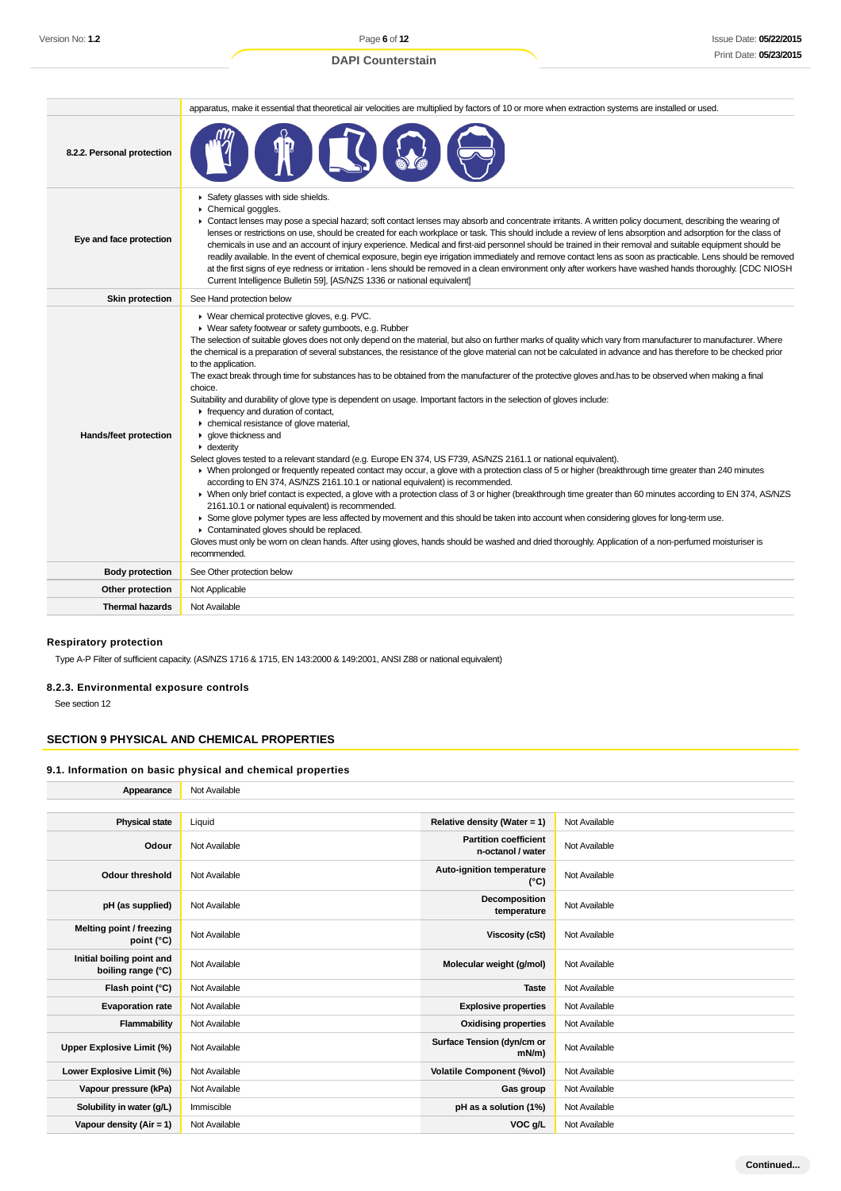| | |
|---|---|
| | apparatus, make it essential that theoretical air velocities are multiplied by factors of 10 or more when extraction systems are installed or used. |
| **8.2.2. Personal protection** | |
| **Eye and face protection** | ▸ Safety glasses with side shields.<br>▸ Chemical goggles.<br>▸ Contact lenses may pose a special hazard; soft contact lenses may absorb and concentrate irritants. A written policy document, describing the wearing of lenses or restrictions on use, should be created for each workplace or task. This should include a review of lens absorption and adsorption for the class of chemicals in use and an account of injury experience. Medical and first-aid personnel should be trained in their removal and suitable equipment should be readily available. In the event of chemical exposure, begin eye irrigation immediately and remove contact lens as soon as practicable. Lens should be removed at the first signs of eye redness or irritation - lens should be removed in a clean environment only after workers have washed hands thoroughly. [CDC NIOSH Current Intelligence Bulletin 59], [AS/NZS 1336 or national equivalent] |
| **Skin protection** | See Hand protection below |
| **Hands/feet protection** | ▸ Wear chemical protective gloves, e.g. PVC.<br>▸ Wear safety footwear or safety gumboots, e.g. Rubber<br>The selection of suitable gloves does not only depend on the material, but also on further marks of quality which vary from manufacturer to manufacturer. Where the chemical is a preparation of several substances, the resistance of the glove material can not be calculated in advance and has therefore to be checked prior to the application.<br>The exact break through time for substances has to be obtained from the manufacturer of the protective gloves and.has to be observed when making a final choice.<br>Suitability and durability of glove type is dependent on usage. Important factors in the selection of gloves include:<br>▸ frequency and duration of contact,<br>▸ chemical resistance of glove material,<br>▸ glove thickness and<br>▸ dexterity<br>Select gloves tested to a relevant standard (e.g. Europe EN 374, US F739, AS/NZS 2161.1 or national equivalent).<br>▸ When prolonged or frequently repeated contact may occur, a glove with a protection class of 5 or higher (breakthrough time greater than 240 minutes according to EN 374, AS/NZS 2161.10.1 or national equivalent) is recommended.<br>▸ When only brief contact is expected, a glove with a protection class of 3 or higher (breakthrough time greater than 60 minutes according to EN 374, AS/NZS 2161.10.1 or national equivalent) is recommended.<br>▸ Some glove polymer types are less affected by movement and this should be taken into account when considering gloves for long-term use.<br>▸ Contaminated gloves should be replaced.<br>Gloves must only be worn on clean hands. After using gloves, hands should be washed and dried thoroughly. Application of a non-perfumed moisturiser is recommended. |
| **Body protection** | See Other protection below |
| **Other protection** | Not Applicable |
| **Thermal hazards** | Not Available |

### Respiratory protection

Type A-P Filter of sufficient capacity. (AS/NZS 1716 & 1715, EN 143:2000 & 149:2001, ANSI Z88 or national equivalent)

### 8.2.3. Environmental exposure controls

See section 12

## SECTION 9 PHYSICAL AND CHEMICAL PROPERTIES

### 9.1. Information on basic physical and chemical properties

| | | | |
|---|---|---|---|
| **Appearance** | Not Available | | |
| **Physical state** | Liquid | **Relative density (Water = 1)** | Not Available |
| **Odour** | Not Available | **Partition coefficient n-octanol / water** | Not Available |
| **Odour threshold** | Not Available | **Auto-ignition temperature (°C)** | Not Available |
| **pH (as supplied)** | Not Available | **Decomposition temperature** | Not Available |
| **Melting point / freezing point (°C)** | Not Available | **Viscosity (cSt)** | Not Available |
| **Initial boiling point and boiling range (°C)** | Not Available | **Molecular weight (g/mol)** | Not Available |
| **Flash point (°C)** | Not Available | **Taste** | Not Available |
| **Evaporation rate** | Not Available | **Explosive properties** | Not Available |
| **Flammability** | Not Available | **Oxidising properties** | Not Available |
| **Upper Explosive Limit (%)** | Not Available | **Surface Tension (dyn/cm or mN/m)** | Not Available |
| **Lower Explosive Limit (%)** | Not Available | **Volatile Component (%vol)** | Not Available |
| **Vapour pressure (kPa)** | Not Available | **Gas group** | Not Available |
| **Solubility in water (g/L)** | Immiscible | **pH as a solution (1%)** | Not Available |
| **Vapour density (Air = 1)** | Not Available | **VOC g/L** | Not Available |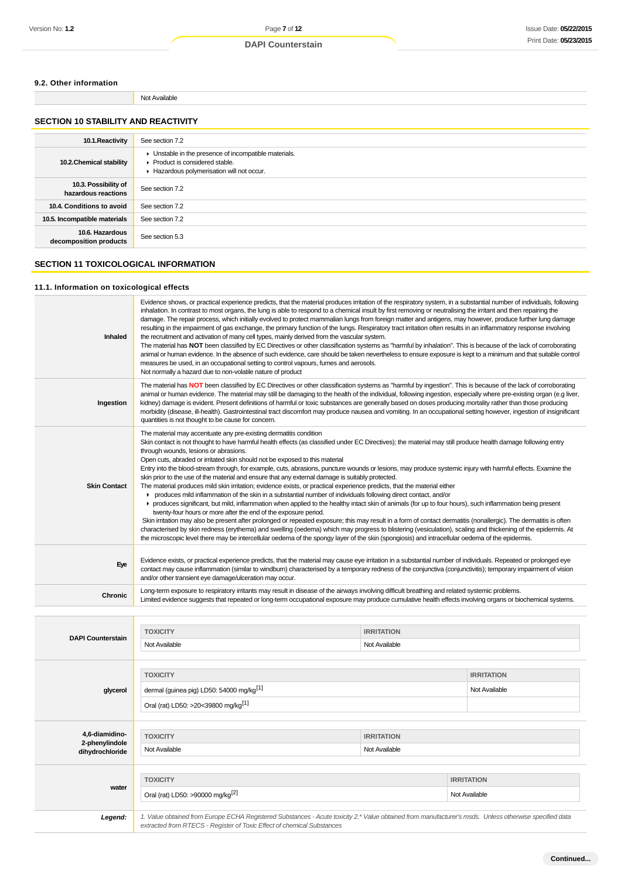### 9.2. Other information

| | |
|---|---|
| | Not Available |

## SECTION 10 STABILITY AND REACTIVITY

| | |
|---|---|
| **10.1.Reactivity** | See section 7.2 |
| **10.2.Chemical stability** | ▸ Unstable in the presence of incompatible materials.<br>▸ Product is considered stable.<br>▸ Hazardous polymerisation will not occur. |
| **10.3. Possibility of hazardous reactions** | See section 7.2 |
| **10.4. Conditions to avoid** | See section 7.2 |
| **10.5. Incompatible materials** | See section 7.2 |
| **10.6. Hazardous decomposition products** | See section 5.3 |

## SECTION 11 TOXICOLOGICAL INFORMATION

### 11.1. Information on toxicological effects

| | |
|---|---|
| **Inhaled** | Evidence shows, or practical experience predicts, that the material produces irritation of the respiratory system, in a substantial number of individuals, following inhalation. In contrast to most organs, the lung is able to respond to a chemical insult by first removing or neutralising the irritant and then repairing the damage. The repair process, which initially evolved to protect mammalian lungs from foreign matter and antigens, may however, produce further lung damage resulting in the impairment of gas exchange, the primary function of the lungs. Respiratory tract irritation often results in an inflammatory response involving the recruitment and activation of many cell types, mainly derived from the vascular system.<br>The material has **NOT** been classified by EC Directives or other classification systems as "harmful by inhalation". This is because of the lack of corroborating animal or human evidence. In the absence of such evidence, care should be taken nevertheless to ensure exposure is kept to a minimum and that suitable control measures be used, in an occupational setting to control vapours, fumes and aerosols.<br>Not normally a hazard due to non-volatile nature of product |
| **Ingestion** | The material has **NOT** been classified by EC Directives or other classification systems as "harmful by ingestion". This is because of the lack of corroborating animal or human evidence. The material may still be damaging to the health of the individual, following ingestion, especially where pre-existing organ (e.g liver, kidney) damage is evident. Present definitions of harmful or toxic substances are generally based on doses producing mortality rather than those producing morbidity (disease, ill-health). Gastrointestinal tract discomfort may produce nausea and vomiting. In an occupational setting however, ingestion of insignificant quantities is not thought to be cause for concern. |
| **Skin Contact** | The material may accentuate any pre-existing dermatitis condition<br>Skin contact is not thought to have harmful health effects (as classified under EC Directives); the material may still produce health damage following entry through wounds, lesions or abrasions.<br>Open cuts, abraded or irritated skin should not be exposed to this material<br>Entry into the blood-stream through, for example, cuts, abrasions, puncture wounds or lesions, may produce systemic injury with harmful effects. Examine the skin prior to the use of the material and ensure that any external damage is suitably protected.<br>The material produces mild skin irritation; evidence exists, or practical experience predicts, that the material either<br>▸ produces mild inflammation of the skin in a substantial number of individuals following direct contact, and/or<br>▸ produces significant, but mild, inflammation when applied to the healthy intact skin of animals (for up to four hours), such inflammation being present twenty-four hours or more after the end of the exposure period.<br>Skin irritation may also be present after prolonged or repeated exposure; this may result in a form of contact dermatitis (nonallergic). The dermatitis is often characterised by skin redness (erythema) and swelling (oedema) which may progress to blistering (vesiculation), scaling and thickening of the epidermis. At the microscopic level there may be intercellular oedema of the spongy layer of the skin (spongiosis) and intracellular oedema of the epidermis. |
| **Eye** | Evidence exists, or practical experience predicts, that the material may cause eye irritation in a substantial number of individuals. Repeated or prolonged eye contact may cause inflammation (similar to windburn) characterised by a temporary redness of the conjunctiva (conjunctivitis); temporary impairment of vision and/or other transient eye damage/ulceration may occur. |
| **Chronic** | Long-term exposure to respiratory irritants may result in disease of the airways involving difficult breathing and related systemic problems.<br>Limited evidence suggests that repeated or long-term occupational exposure may produce cumulative health effects involving organs or biochemical systems. |

| | TOXICITY | IRRITATION |
|---|---|---|
| **DAPI Counterstain** | Not Available | Not Available |
| **glycerol** | dermal (guinea pig) LD50: 54000 mg/kg[1] | Not Available |
| | Oral (rat) LD50: >20<39800 mg/kg[1] | |
| **4,6-diamidino-2-phenylindole dihydrochloride** | Not Available | Not Available |
| **water** | Oral (rat) LD50: >90000 mg/kg[2] | Not Available |
| ***Legend:*** | *1. Value obtained from Europe ECHA Registered Substances - Acute toxicity 2.* Value obtained from manufacturer's msds. Unless otherwise specified data extracted from RTECS - Register of Toxic Effect of chemical Substances* | |

Continued...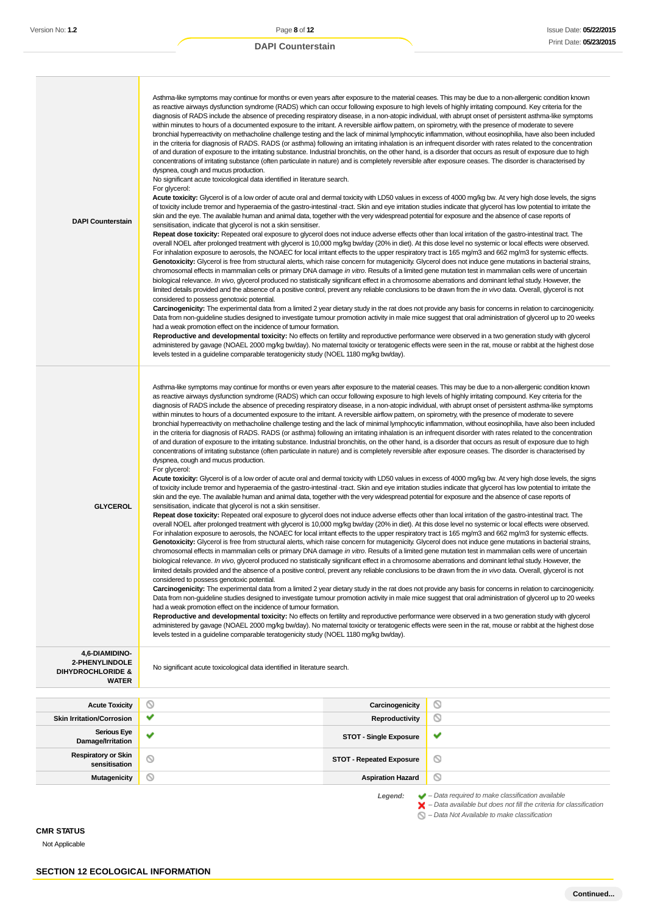| | |
|---|---|
| **DAPI Counterstain** | Asthma-like symptoms may continue for months or even years after exposure to the material ceases. This may be due to a non-allergenic condition known as reactive airways dysfunction syndrome (RADS) which can occur following exposure to high levels of highly irritating compound. Key criteria for the diagnosis of RADS include the absence of preceding respiratory disease, in a non-atopic individual, with abrupt onset of persistent asthma-like symptoms within minutes to hours of a documented exposure to the irritant. A reversible airflow pattern, on spirometry, with the presence of moderate to severe bronchial hyperreactivity on methacholine challenge testing and the lack of minimal lymphocytic inflammation, without eosinophilia, have also been included in the criteria for diagnosis of RADS. RADS (or asthma) following an irritating inhalation is an infrequent disorder with rates related to the concentration of and duration of exposure to the irritating substance. Industrial bronchitis, on the other hand, is a disorder that occurs as result of exposure due to high concentrations of irritating substance (often particulate in nature) and is completely reversible after exposure ceases. The disorder is characterised by dyspnea, cough and mucus production.<br>No significant acute toxicological data identified in literature search.<br>For glycerol:<br>**Acute toxicity:** Glycerol is of a low order of acute oral and dermal toxicity with LD50 values in excess of 4000 mg/kg bw. At very high dose levels, the signs of toxicity include tremor and hyperaemia of the gastro-intestinal -tract. Skin and eye irritation studies indicate that glycerol has low potential to irritate the skin and the eye. The available human and animal data, together with the very widespread potential for exposure and the absence of case reports of sensitisation, indicate that glycerol is not a skin sensitiser.<br>**Repeat dose toxicity:** Repeated oral exposure to glycerol does not induce adverse effects other than local irritation of the gastro-intestinal tract. The overall NOEL after prolonged treatment with glycerol is 10,000 mg/kg bw/day (20% in diet). At this dose level no systemic or local effects were observed. For inhalation exposure to aerosols, the NOAEC for local irritant effects to the upper respiratory tract is 165 mg/m3 and 662 mg/m3 for systemic effects.<br>**Genotoxicity:** Glycerol is free from structural alerts, which raise concern for mutagenicity. Glycerol does not induce gene mutations in bacterial strains, chromosomal effects in mammalian cells or primary DNA damage *in vitro*. Results of a limited gene mutation test in mammalian cells were of uncertain biological relevance. *In vivo*, glycerol produced no statistically significant effect in a chromosome aberrations and dominant lethal study. However, the limited details provided and the absence of a positive control, prevent any reliable conclusions to be drawn from the *in vivo* data. Overall, glycerol is not considered to possess genotoxic potential.<br>**Carcinogenicity:** The experimental data from a limited 2 year dietary study in the rat does not provide any basis for concerns in relation to carcinogenicity. Data from non-guideline studies designed to investigate tumour promotion activity in male mice suggest that oral administration of glycerol up to 20 weeks had a weak promotion effect on the incidence of tumour formation.<br>**Reproductive and developmental toxicity:** No effects on fertility and reproductive performance were observed in a two generation study with glycerol administered by gavage (NOAEL 2000 mg/kg bw/day). No maternal toxicity or teratogenic effects were seen in the rat, mouse or rabbit at the highest dose levels tested in a guideline comparable teratogenicity study (NOEL 1180 mg/kg bw/day). |
| **GLYCEROL** | Asthma-like symptoms may continue for months or even years after exposure to the material ceases. This may be due to a non-allergenic condition known as reactive airways dysfunction syndrome (RADS) which can occur following exposure to high levels of highly irritating compound. Key criteria for the diagnosis of RADS include the absence of preceding respiratory disease, in a non-atopic individual, with abrupt onset of persistent asthma-like symptoms within minutes to hours of a documented exposure to the irritant. A reversible airflow pattern, on spirometry, with the presence of moderate to severe bronchial hyperreactivity on methacholine challenge testing and the lack of minimal lymphocytic inflammation, without eosinophilia, have also been included in the criteria for diagnosis of RADS. RADS (or asthma) following an irritating inhalation is an infrequent disorder with rates related to the concentration of and duration of exposure to the irritating substance. Industrial bronchitis, on the other hand, is a disorder that occurs as result of exposure due to high concentrations of irritating substance (often particulate in nature) and is completely reversible after exposure ceases. The disorder is characterised by dyspnea, cough and mucus production.<br>For glycerol:<br>**Acute toxicity:** Glycerol is of a low order of acute oral and dermal toxicity with LD50 values in excess of 4000 mg/kg bw. At very high dose levels, the signs of toxicity include tremor and hyperaemia of the gastro-intestinal -tract. Skin and eye irritation studies indicate that glycerol has low potential to irritate the skin and the eye. The available human and animal data, together with the very widespread potential for exposure and the absence of case reports of sensitisation, indicate that glycerol is not a skin sensitiser.<br>**Repeat dose toxicity:** Repeated oral exposure to glycerol does not induce adverse effects other than local irritation of the gastro-intestinal tract. The overall NOEL after prolonged treatment with glycerol is 10,000 mg/kg bw/day (20% in diet). At this dose level no systemic or local effects were observed. For inhalation exposure to aerosols, the NOAEC for local irritant effects to the upper respiratory tract is 165 mg/m3 and 662 mg/m3 for systemic effects.<br>**Genotoxicity:** Glycerol is free from structural alerts, which raise concern for mutagenicity. Glycerol does not induce gene mutations in bacterial strains, chromosomal effects in mammalian cells or primary DNA damage *in vitro*. Results of a limited gene mutation test in mammalian cells were of uncertain biological relevance. *In vivo*, glycerol produced no statistically significant effect in a chromosome aberrations and dominant lethal study. However, the limited details provided and the absence of a positive control, prevent any reliable conclusions to be drawn from the *in vivo* data. Overall, glycerol is not considered to possess genotoxic potential.<br>**Carcinogenicity:** The experimental data from a limited 2 year dietary study in the rat does not provide any basis for concerns in relation to carcinogenicity. Data from non-guideline studies designed to investigate tumour promotion activity in male mice suggest that oral administration of glycerol up to 20 weeks had a weak promotion effect on the incidence of tumour formation.<br>**Reproductive and developmental toxicity:** No effects on fertility and reproductive performance were observed in a two generation study with glycerol administered by gavage (NOAEL 2000 mg/kg bw/day). No maternal toxicity or teratogenic effects were seen in the rat, mouse or rabbit at the highest dose levels tested in a guideline comparable teratogenicity study (NOEL 1180 mg/kg bw/day). |
| **4,6-DIAMIDINO-2-PHENYLINDOLE DIHYDROCHLORIDE & WATER** | No significant acute toxicological data identified in literature search. |

| | | | |
|---|---|---|---|
| **Acute Toxicity** | ⊘ | **Carcinogenicity** | ⊘ |
| **Skin Irritation/Corrosion** | ✔ | **Reproductivity** | ⊘ |
| **Serious Eye Damage/Irritation** | ✔ | **STOT - Single Exposure** | ✔ |
| **Respiratory or Skin sensitisation** | ⊘ | **STOT - Repeated Exposure** | ⊘ |
| **Mutagenicity** | ⊘ | **Aspiration Hazard** | ⊘ |

*Legend:*
✔ *– Data required to make classification available*
✘ *– Data available but does not fill the criteria for classification*
⊘ *– Data Not Available to make classification*

**CMR STATUS**

Not Applicable

## SECTION 12 ECOLOGICAL INFORMATION

**Continued...**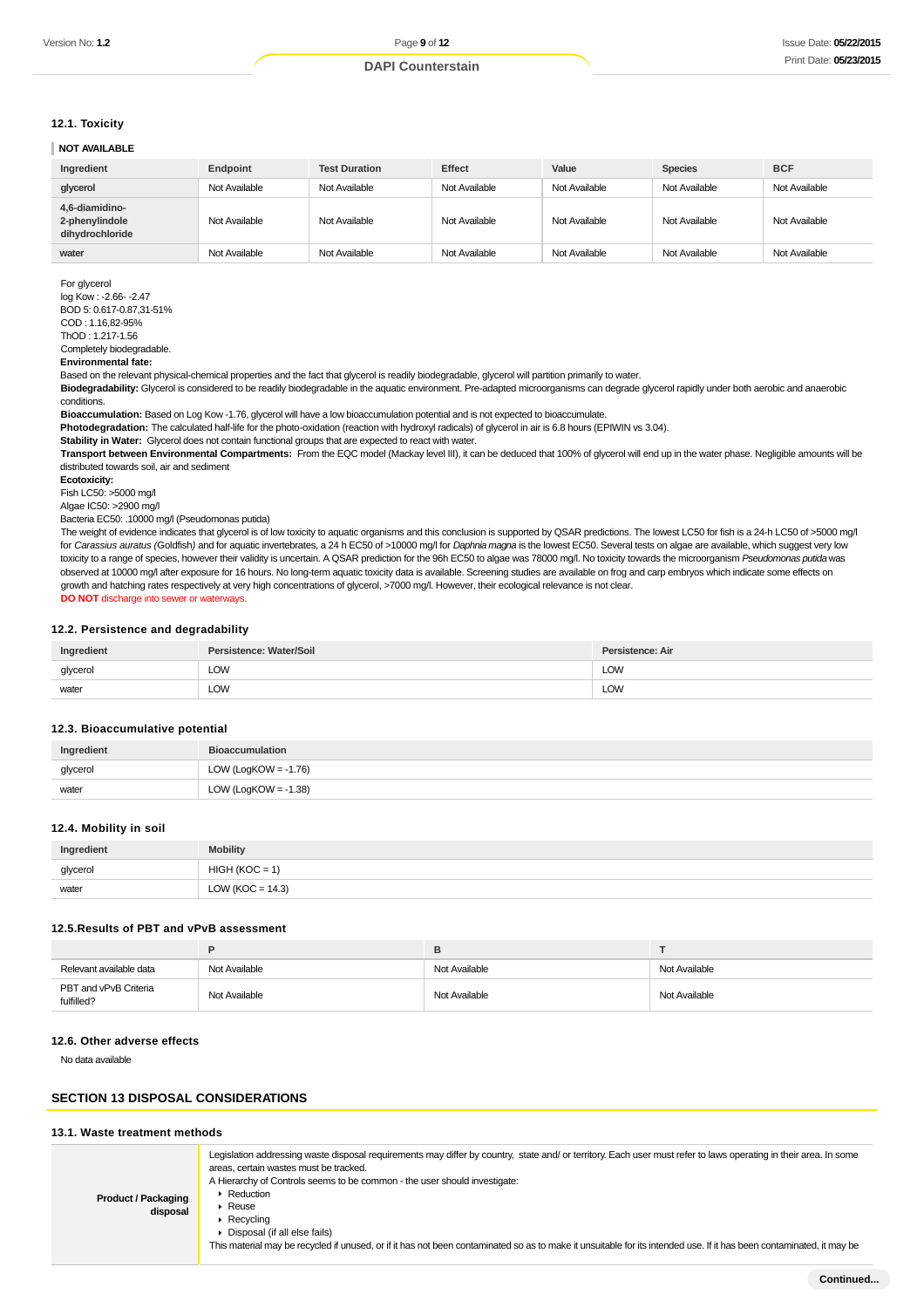### 12.1. Toxicity

**NOT AVAILABLE**

| Ingredient | Endpoint | Test Duration | Effect | Value | Species | BCF |
|---|---|---|---|---|---|---|
| glycerol | Not Available | Not Available | Not Available | Not Available | Not Available | Not Available |
| 4,6-diamidino-2-phenylindole dihydrochloride | Not Available | Not Available | Not Available | Not Available | Not Available | Not Available |
| water | Not Available | Not Available | Not Available | Not Available | Not Available | Not Available |

For glycerol
log Kow : -2.66- -2.47
BOD 5: 0.617-0.87,31-51%
COD : 1.16,82-95%
ThOD : 1.217-1.56
Completely biodegradable.
**Environmental fate:**
Based on the relevant physical-chemical properties and the fact that glycerol is readily biodegradable, glycerol will partition primarily to water.
**Biodegradability:** Glycerol is considered to be readily biodegradable in the aquatic environment. Pre-adapted microorganisms can degrade glycerol rapidly under both aerobic and anaerobic conditions.
**Bioaccumulation:** Based on Log Kow -1.76, glycerol will have a low bioaccumulation potential and is not expected to bioaccumulate.
**Photodegradation:** The calculated half-life for the photo-oxidation (reaction with hydroxyl radicals) of glycerol in air is 6.8 hours (EPIWIN vs 3.04).
**Stability in Water:** Glycerol does not contain functional groups that are expected to react with water.
**Transport between Environmental Compartments:** From the EQC model (Mackay level III), it can be deduced that 100% of glycerol will end up in the water phase. Negligible amounts will be distributed towards soil, air and sediment
**Ecotoxicity:**
Fish LC50: >5000 mg/l
Algae IC50: >2900 mg/l
Bacteria EC50: .10000 mg/l (Pseudomonas putida)
The weight of evidence indicates that glycerol is of low toxicity to aquatic organisms and this conclusion is supported by QSAR predictions. The lowest LC50 for fish is a 24-h LC50 of >5000 mg/l for *Carassius auratus* (Goldfish) and for aquatic invertebrates, a 24 h EC50 of >10000 mg/l for *Daphnia magna* is the lowest EC50. Several tests on algae are available, which suggest very low toxicity to a range of species, however their validity is uncertain. A QSAR prediction for the 96h EC50 to algae was 78000 mg/l. No toxicity towards the microorganism *Pseudomonas putida* was observed at 10000 mg/l after exposure for 16 hours. No long-term aquatic toxicity data is available. Screening studies are available on frog and carp embryos which indicate some effects on growth and hatching rates respectively at very high concentrations of glycerol, >7000 mg/l. However, their ecological relevance is not clear.
**DO NOT** discharge into sewer or waterways.

### 12.2. Persistence and degradability

| Ingredient | Persistence: Water/Soil | Persistence: Air |
|---|---|---|
| glycerol | LOW | LOW |
| water | LOW | LOW |

### 12.3. Bioaccumulative potential

| Ingredient | Bioaccumulation |
|---|---|
| glycerol | LOW (LogKOW = -1.76) |
| water | LOW (LogKOW = -1.38) |

### 12.4. Mobility in soil

| Ingredient | Mobility |
|---|---|
| glycerol | HIGH (KOC = 1) |
| water | LOW (KOC = 14.3) |

### 12.5.Results of PBT and vPvB assessment

| | P | B | T |
|---|---|---|---|
| Relevant available data | Not Available | Not Available | Not Available |
| PBT and vPvB Criteria fulfilled? | Not Available | Not Available | Not Available |

### 12.6. Other adverse effects

No data available

## SECTION 13 DISPOSAL CONSIDERATIONS

### 13.1. Waste treatment methods

| | |
|---|---|
| **Product / Packaging disposal** | Legislation addressing waste disposal requirements may differ by country, state and/ or territory. Each user must refer to laws operating in their area. In some areas, certain wastes must be tracked.<br>A Hierarchy of Controls seems to be common - the user should investigate:<br>▸ Reduction<br>▸ Reuse<br>▸ Recycling<br>▸ Disposal (if all else fails)<br>This material may be recycled if unused, or if it has not been contaminated so as to make it unsuitable for its intended use. If it has been contaminated, it may be |

**Continued...**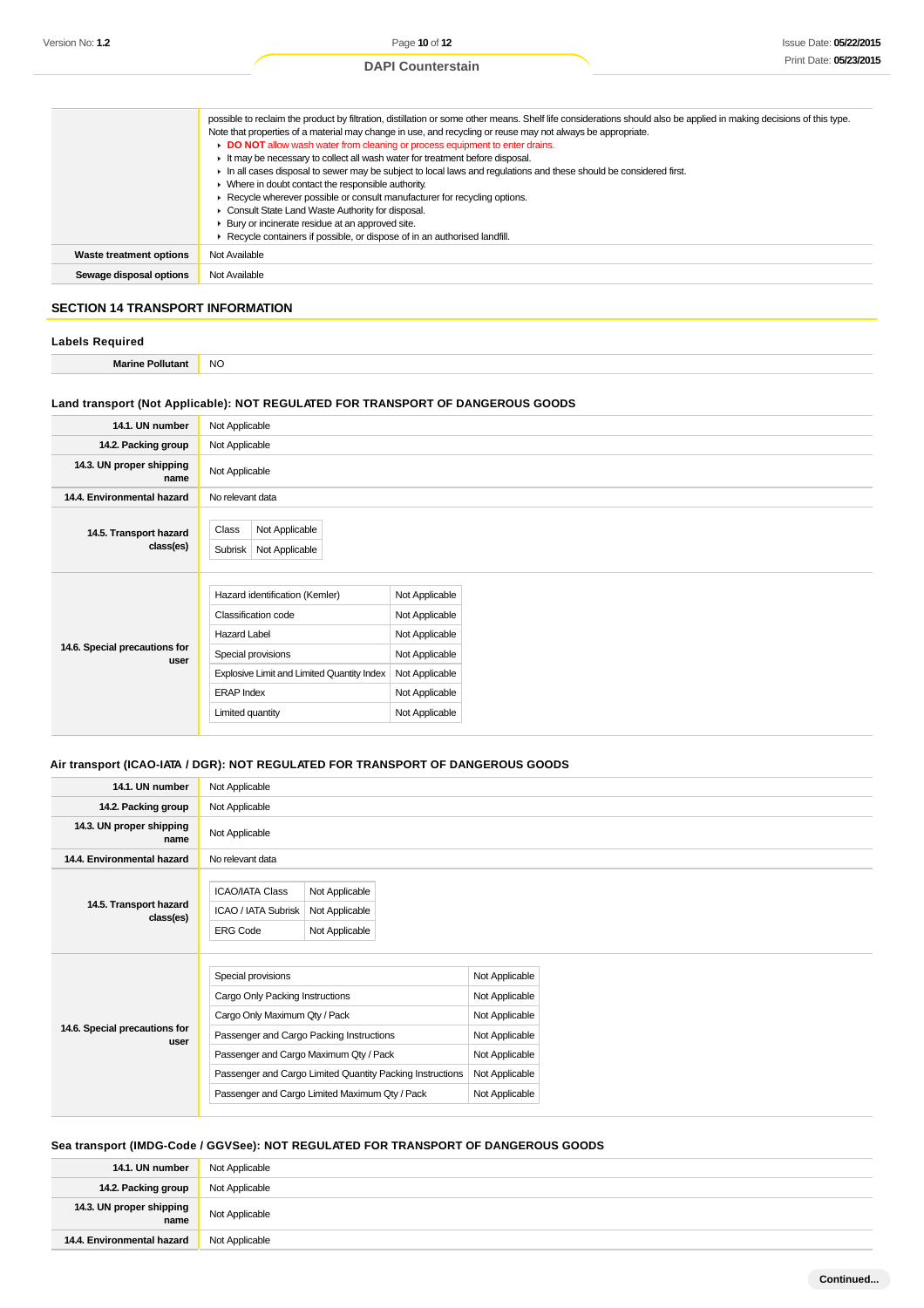| | |
|---|---|
| | possible to reclaim the product by filtration, distillation or some other means. Shelf life considerations should also be applied in making decisions of this type. Note that properties of a material may change in use, and recycling or reuse may not always be appropriate.<br>▸ **DO NOT** allow wash water from cleaning or process equipment to enter drains.<br>▸ It may be necessary to collect all wash water for treatment before disposal.<br>▸ In all cases disposal to sewer may be subject to local laws and regulations and these should be considered first.<br>▸ Where in doubt contact the responsible authority.<br>▸ Recycle wherever possible or consult manufacturer for recycling options.<br>▸ Consult State Land Waste Authority for disposal.<br>▸ Bury or incinerate residue at an approved site.<br>▸ Recycle containers if possible, or dispose of in an authorised landfill. |
| **Waste treatment options** | Not Available |
| **Sewage disposal options** | Not Available |

## SECTION 14 TRANSPORT INFORMATION

### Labels Required

| | |
|---|---|
| **Marine Pollutant** | NO |

### Land transport (Not Applicable): NOT REGULATED FOR TRANSPORT OF DANGEROUS GOODS

| | |
|---|---|
| **14.1. UN number** | Not Applicable |
| **14.2. Packing group** | Not Applicable |
| **14.3. UN proper shipping name** | Not Applicable |
| **14.4. Environmental hazard** | No relevant data |
| **14.5. Transport hazard class(es)** | Class: Not Applicable<br>Subrisk: Not Applicable |
| **14.6. Special precautions for user** | Hazard identification (Kemler): Not Applicable<br>Classification code: Not Applicable<br>Hazard Label: Not Applicable<br>Special provisions: Not Applicable<br>Explosive Limit and Limited Quantity Index: Not Applicable<br>ERAP Index: Not Applicable<br>Limited quantity: Not Applicable |

### Air transport (ICAO-IATA / DGR): NOT REGULATED FOR TRANSPORT OF DANGEROUS GOODS

| | |
|---|---|
| **14.1. UN number** | Not Applicable |
| **14.2. Packing group** | Not Applicable |
| **14.3. UN proper shipping name** | Not Applicable |
| **14.4. Environmental hazard** | No relevant data |
| **14.5. Transport hazard class(es)** | ICAO/IATA Class: Not Applicable<br>ICAO / IATA Subrisk: Not Applicable<br>ERG Code: Not Applicable |
| **14.6. Special precautions for user** | Special provisions: Not Applicable<br>Cargo Only Packing Instructions: Not Applicable<br>Cargo Only Maximum Qty / Pack: Not Applicable<br>Passenger and Cargo Packing Instructions: Not Applicable<br>Passenger and Cargo Maximum Qty / Pack: Not Applicable<br>Passenger and Cargo Limited Quantity Packing Instructions: Not Applicable<br>Passenger and Cargo Limited Maximum Qty / Pack: Not Applicable |

### Sea transport (IMDG-Code / GGVSee): NOT REGULATED FOR TRANSPORT OF DANGEROUS GOODS

| | |
|---|---|
| **14.1. UN number** | Not Applicable |
| **14.2. Packing group** | Not Applicable |
| **14.3. UN proper shipping name** | Not Applicable |
| **14.4. Environmental hazard** | Not Applicable |

Continued...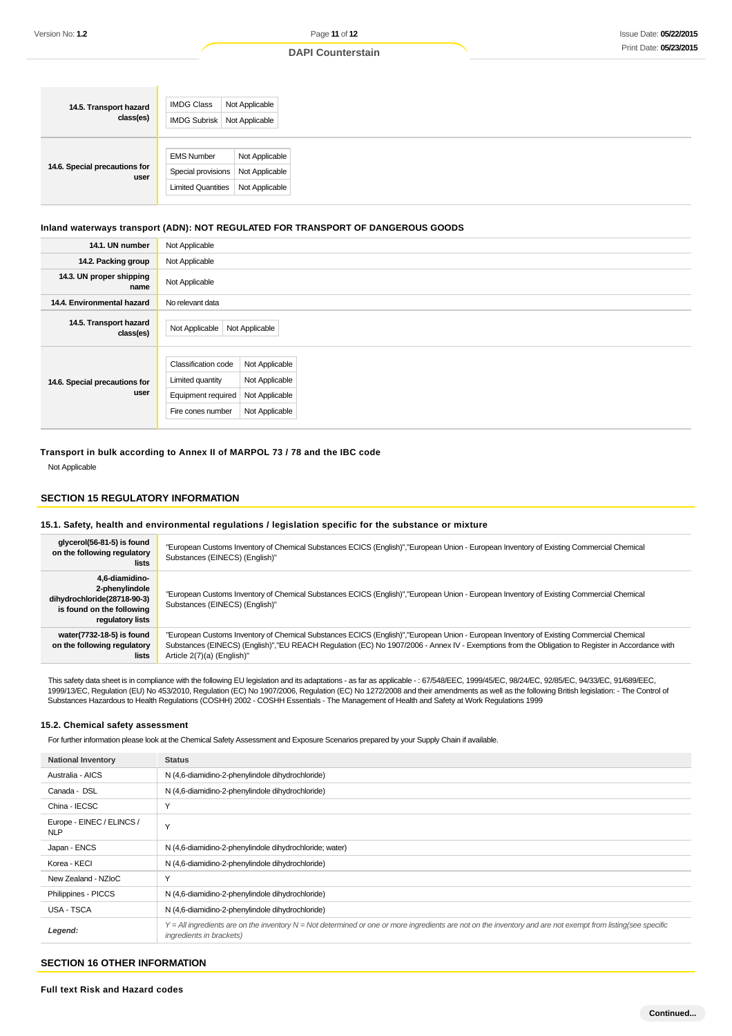| | |
|---|---|
| **14.5. Transport hazard class(es)** | IMDG Class: Not Applicable<br>IMDG Subrisk: Not Applicable |
| **14.6. Special precautions for user** | EMS Number: Not Applicable<br>Special provisions: Not Applicable<br>Limited Quantities: Not Applicable |

### Inland waterways transport (ADN): NOT REGULATED FOR TRANSPORT OF DANGEROUS GOODS

| | |
|---|---|
| **14.1. UN number** | Not Applicable |
| **14.2. Packing group** | Not Applicable |
| **14.3. UN proper shipping name** | Not Applicable |
| **14.4. Environmental hazard** | No relevant data |
| **14.5. Transport hazard class(es)** | Not Applicable / Not Applicable |
| **14.6. Special precautions for user** | Classification code: Not Applicable<br>Limited quantity: Not Applicable<br>Equipment required: Not Applicable<br>Fire cones number: Not Applicable |

### Transport in bulk according to Annex II of MARPOL 73 / 78 and the IBC code

Not Applicable

## SECTION 15 REGULATORY INFORMATION

### 15.1. Safety, health and environmental regulations / legislation specific for the substance or mixture

| | |
|---|---|
| **glycerol(56-81-5) is found on the following regulatory lists** | "European Customs Inventory of Chemical Substances ECICS (English)","European Union - European Inventory of Existing Commercial Chemical Substances (EINECS) (English)" |
| **4,6-diamidino-2-phenylindole dihydrochloride(28718-90-3) is found on the following regulatory lists** | "European Customs Inventory of Chemical Substances ECICS (English)","European Union - European Inventory of Existing Commercial Chemical Substances (EINECS) (English)" |
| **water(7732-18-5) is found on the following regulatory lists** | "European Customs Inventory of Chemical Substances ECICS (English)","European Union - European Inventory of Existing Commercial Chemical Substances (EINECS) (English)","EU REACH Regulation (EC) No 1907/2006 - Annex IV - Exemptions from the Obligation to Register in Accordance with Article 2(7)(a) (English)" |

This safety data sheet is in compliance with the following EU legislation and its adaptations - as far as applicable - : 67/548/EEC, 1999/45/EC, 98/24/EC, 92/85/EC, 94/33/EC, 91/689/EEC, 1999/13/EC, Regulation (EU) No 453/2010, Regulation (EC) No 1907/2006, Regulation (EC) No 1272/2008 and their amendments as well as the following British legislation: - The Control of Substances Hazardous to Health Regulations (COSHH) 2002 - COSHH Essentials - The Management of Health and Safety at Work Regulations 1999

### 15.2. Chemical safety assessment

For further information please look at the Chemical Safety Assessment and Exposure Scenarios prepared by your Supply Chain if available.

| National Inventory | Status |
|---|---|
| Australia - AICS | N (4,6-diamidino-2-phenylindole dihydrochloride) |
| Canada - DSL | N (4,6-diamidino-2-phenylindole dihydrochloride) |
| China - IECSC | Y |
| Europe - EINEC / ELINCS / NLP | Y |
| Japan - ENCS | N (4,6-diamidino-2-phenylindole dihydrochloride; water) |
| Korea - KECI | N (4,6-diamidino-2-phenylindole dihydrochloride) |
| New Zealand - NZIoC | Y |
| Philippines - PICCS | N (4,6-diamidino-2-phenylindole dihydrochloride) |
| USA - TSCA | N (4,6-diamidino-2-phenylindole dihydrochloride) |
| ***Legend:*** | *Y = All ingredients are on the inventory N = Not determined or one or more ingredients are not on the inventory and are not exempt from listing(see specific ingredients in brackets)* |

## SECTION 16 OTHER INFORMATION

### Full text Risk and Hazard codes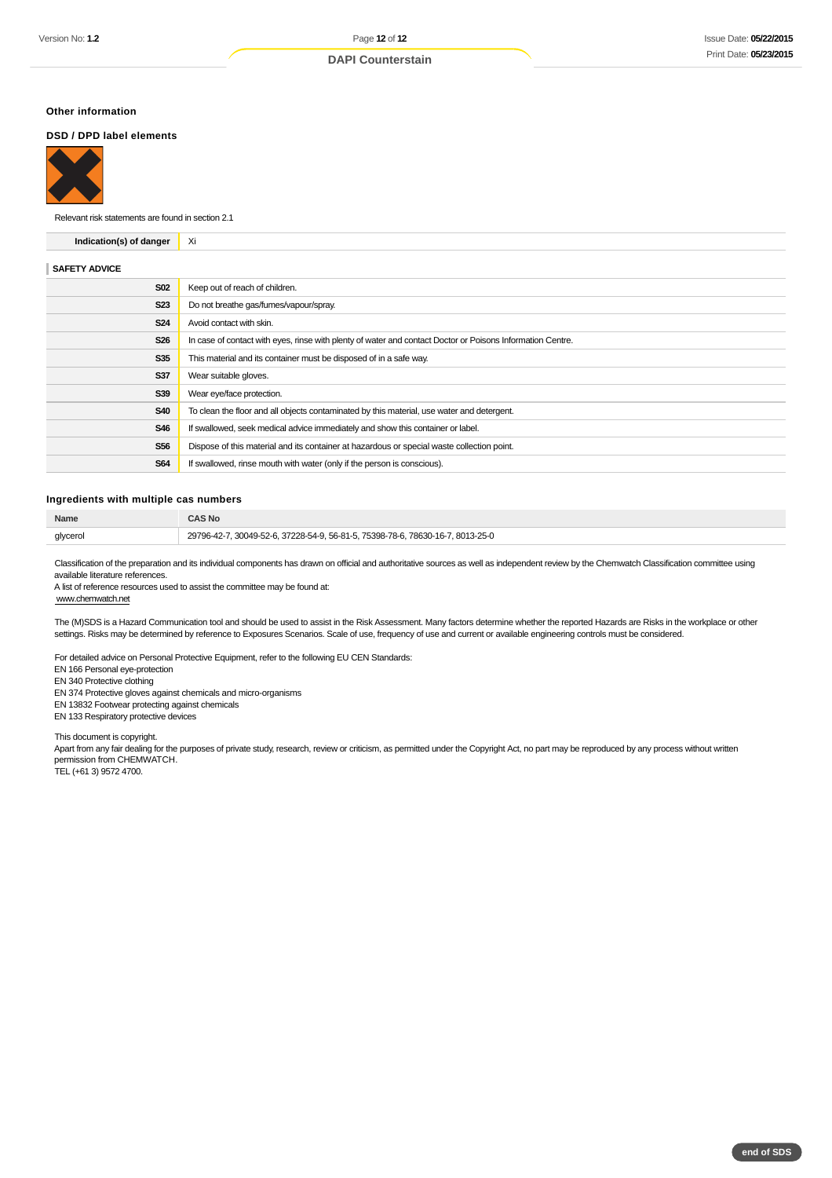## Other information

### DSD / DPD label elements

Relevant risk statements are found in section 2.1

| | |
|---|---|
| **Indication(s) of danger** | Xi |

**SAFETY ADVICE**

| | |
|---|---|
| **S02** | Keep out of reach of children. |
| **S23** | Do not breathe gas/fumes/vapour/spray. |
| **S24** | Avoid contact with skin. |
| **S26** | In case of contact with eyes, rinse with plenty of water and contact Doctor or Poisons Information Centre. |
| **S35** | This material and its container must be disposed of in a safe way. |
| **S37** | Wear suitable gloves. |
| **S39** | Wear eye/face protection. |
| **S40** | To clean the floor and all objects contaminated by this material, use water and detergent. |
| **S46** | If swallowed, seek medical advice immediately and show this container or label. |
| **S56** | Dispose of this material and its container at hazardous or special waste collection point. |
| **S64** | If swallowed, rinse mouth with water (only if the person is conscious). |

### Ingredients with multiple cas numbers

| Name | CAS No |
|---|---|
| glycerol | 29796-42-7, 30049-52-6, 37228-54-9, 56-81-5, 75398-78-6, 78630-16-7, 8013-25-0 |

Classification of the preparation and its individual components has drawn on official and authoritative sources as well as independent review by the Chemwatch Classification committee using available literature references.
A list of reference resources used to assist the committee may be found at:
www.chemwatch.net

The (M)SDS is a Hazard Communication tool and should be used to assist in the Risk Assessment. Many factors determine whether the reported Hazards are Risks in the workplace or other settings. Risks may be determined by reference to Exposures Scenarios. Scale of use, frequency of use and current or available engineering controls must be considered.

For detailed advice on Personal Protective Equipment, refer to the following EU CEN Standards:
EN 166 Personal eye-protection
EN 340 Protective clothing
EN 374 Protective gloves against chemicals and micro-organisms
EN 13832 Footwear protecting against chemicals
EN 133 Respiratory protective devices

This document is copyright.
Apart from any fair dealing for the purposes of private study, research, review or criticism, as permitted under the Copyright Act, no part may be reproduced by any process without written permission from CHEMWATCH.
TEL (+61 3) 9572 4700.

end of SDS